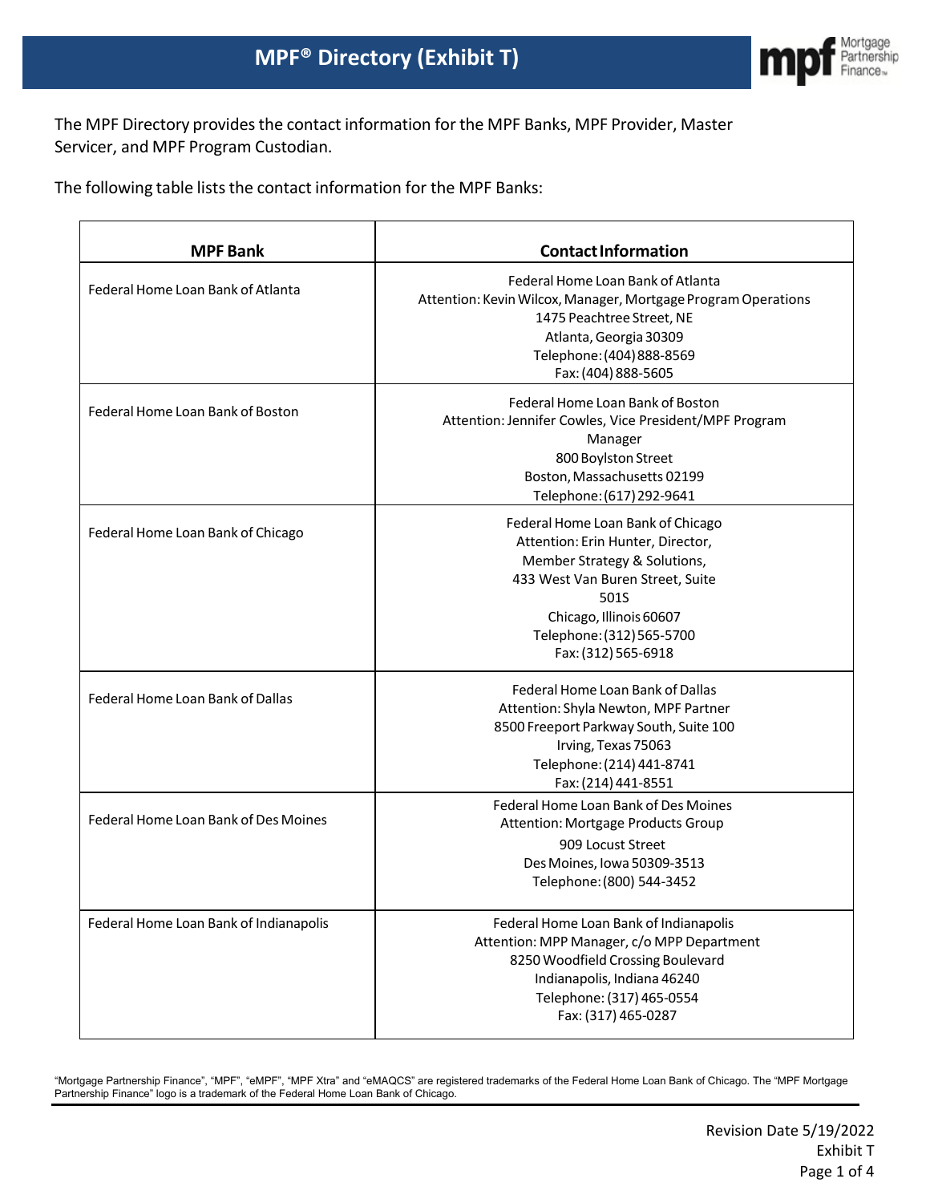# MPF® Directory (Exhibit T)

The MPF Directory provides the contact information for the MPF Banks, MPF Provider, Master Servicer, and MPF Program Custodian.

The following table lists the contact information for the MPF Banks:

| MPF Bank | Contact Information |
|---|---|
| Federal Home Loan Bank of Atlanta | Federal Home Loan Bank of Atlanta<br>Attention: Kevin Wilcox, Manager, Mortgage Program Operations<br>1475 Peachtree Street, NE<br>Atlanta, Georgia 30309<br>Telephone: (404) 888-8569<br>Fax: (404) 888-5605 |
| Federal Home Loan Bank of Boston | Federal Home Loan Bank of Boston<br>Attention: Jennifer Cowles, Vice President/MPF Program Manager<br>800 Boylston Street<br>Boston, Massachusetts 02199<br>Telephone: (617) 292-9641 |
| Federal Home Loan Bank of Chicago | Federal Home Loan Bank of Chicago<br>Attention: Erin Hunter, Director,<br>Member Strategy & Solutions,<br>433 West Van Buren Street, Suite 501S<br>Chicago, Illinois 60607<br>Telephone: (312) 565-5700<br>Fax: (312) 565-6918 |
| Federal Home Loan Bank of Dallas | Federal Home Loan Bank of Dallas<br>Attention: Shyla Newton, MPF Partner<br>8500 Freeport Parkway South, Suite 100<br>Irving, Texas 75063<br>Telephone: (214) 441-8741<br>Fax: (214) 441-8551 |
| Federal Home Loan Bank of Des Moines | Federal Home Loan Bank of Des Moines<br>Attention: Mortgage Products Group<br>909 Locust Street<br>Des Moines, Iowa 50309-3513<br>Telephone: (800) 544-3452 |
| Federal Home Loan Bank of Indianapolis | Federal Home Loan Bank of Indianapolis<br>Attention: MPP Manager, c/o MPP Department<br>8250 Woodfield Crossing Boulevard<br>Indianapolis, Indiana 46240<br>Telephone: (317) 465-0554<br>Fax: (317) 465-0287 |

"Mortgage Partnership Finance", "MPF", "eMPF", "MPF Xtra" and "eMAQCS" are registered trademarks of the Federal Home Loan Bank of Chicago. The "MPF Mortgage Partnership Finance" logo is a trademark of the Federal Home Loan Bank of Chicago.

Revision Date 5/19/2022
Exhibit T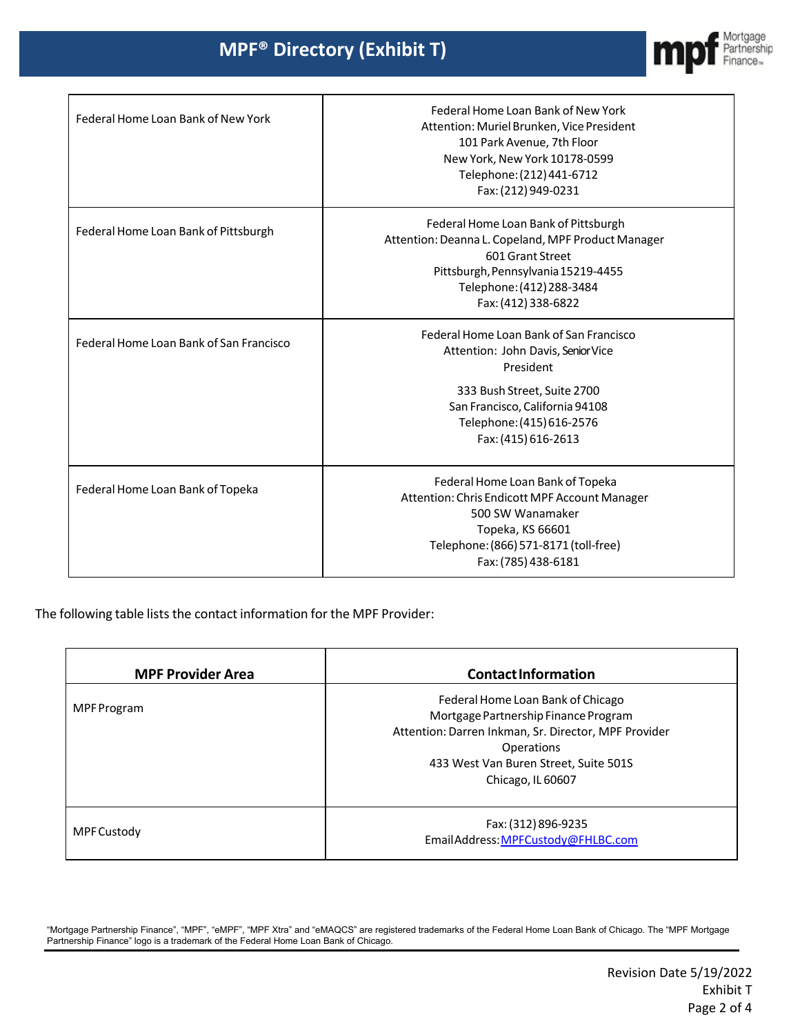# MPF® Directory (Exhibit T)

| | |
|---|---|
| Federal Home Loan Bank of New York | Federal Home Loan Bank of New York<br>Attention: Muriel Brunken, Vice President<br>101 Park Avenue, 7th Floor<br>New York, New York 10178-0599<br>Telephone: (212) 441-6712<br>Fax: (212) 949-0231 |
| Federal Home Loan Bank of Pittsburgh | Federal Home Loan Bank of Pittsburgh<br>Attention: Deanna L. Copeland, MPF Product Manager<br>601 Grant Street<br>Pittsburgh, Pennsylvania 15219-4455<br>Telephone: (412) 288-3484<br>Fax: (412) 338-6822 |
| Federal Home Loan Bank of San Francisco | Federal Home Loan Bank of San Francisco<br>Attention: John Davis, Senior Vice President<br>333 Bush Street, Suite 2700<br>San Francisco, California 94108<br>Telephone: (415) 616-2576<br>Fax: (415) 616-2613 |
| Federal Home Loan Bank of Topeka | Federal Home Loan Bank of Topeka<br>Attention: Chris Endicott MPF Account Manager<br>500 SW Wanamaker<br>Topeka, KS 66601<br>Telephone: (866) 571-8171 (toll-free)<br>Fax: (785) 438-6181 |

The following table lists the contact information for the MPF Provider:

| MPF Provider Area | Contact Information |
|---|---|
| MPF Program | Federal Home Loan Bank of Chicago<br>Mortgage Partnership Finance Program<br>Attention: Darren Inkman, Sr. Director, MPF Provider Operations<br>433 West Van Buren Street, Suite 501S<br>Chicago, IL 60607 |
| MPF Custody | Fax: (312) 896-9235<br>Email Address: MPFCustody@FHLBC.com |

"Mortgage Partnership Finance", "MPF", "eMPF", "MPF Xtra" and "eMAQCS" are registered trademarks of the Federal Home Loan Bank of Chicago. The "MPF Mortgage Partnership Finance" logo is a trademark of the Federal Home Loan Bank of Chicago.

Revision Date 5/19/2022
Exhibit T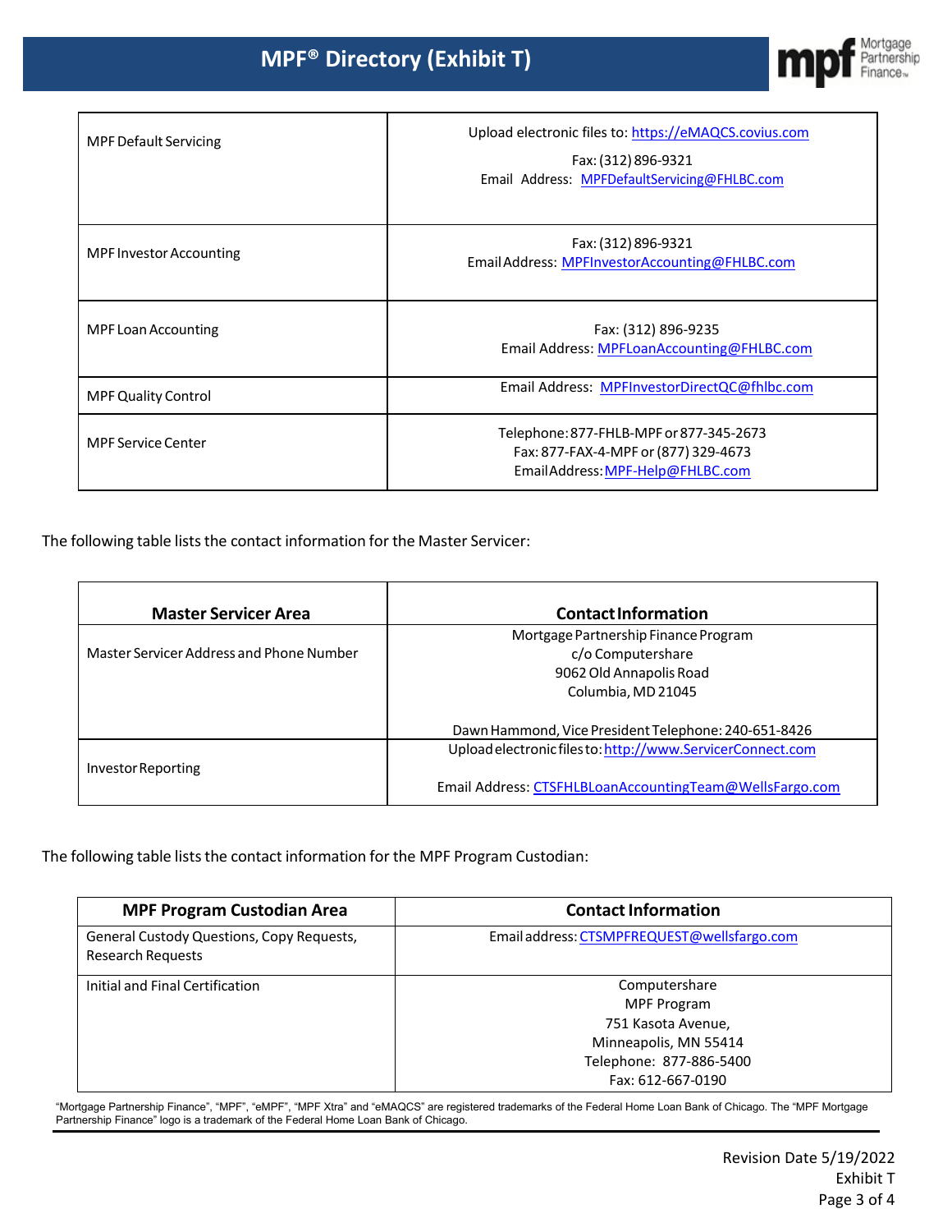# MPF® Directory (Exhibit T)

| | |
|---|---|
| MPF Default Servicing | Upload electronic files to: https://eMAQCS.covius.com<br>Fax: (312) 896-9321<br>Email Address: MPFDefaultServicing@FHLBC.com |
| MPF Investor Accounting | Fax: (312) 896-9321<br>Email Address: MPFInvestorAccounting@FHLBC.com |
| MPF Loan Accounting | Fax: (312) 896-9235<br>Email Address: MPFLoanAccounting@FHLBC.com |
| MPF Quality Control | Email Address: MPFInvestorDirectQC@fhlbc.com |
| MPF Service Center | Telephone: 877-FHLB-MPF or 877-345-2673<br>Fax: 877-FAX-4-MPF or (877) 329-4673<br>Email Address: MPF-Help@FHLBC.com |

The following table lists the contact information for the Master Servicer:

| Master Servicer Area | Contact Information |
|---|---|
| Master Servicer Address and Phone Number | Mortgage Partnership Finance Program<br>c/o Computershare<br>9062 Old Annapolis Road<br>Columbia, MD 21045<br><br>Dawn Hammond, Vice President Telephone: 240-651-8426 |
| Investor Reporting | Upload electronic files to: http://www.ServicerConnect.com<br><br>Email Address: CTSFHLBLoanAccountingTeam@WellsFargo.com |

The following table lists the contact information for the MPF Program Custodian:

| MPF Program Custodian Area | Contact Information |
|---|---|
| General Custody Questions, Copy Requests, Research Requests | Email address: CTSMPFREQUEST@wellsfargo.com |
| Initial and Final Certification | Computershare<br>MPF Program<br>751 Kasota Avenue,<br>Minneapolis, MN 55414<br>Telephone: 877-886-5400<br>Fax: 612-667-0190 |

"Mortgage Partnership Finance", "MPF", "eMPF", "MPF Xtra" and "eMAQCS" are registered trademarks of the Federal Home Loan Bank of Chicago. The "MPF Mortgage Partnership Finance" logo is a trademark of the Federal Home Loan Bank of Chicago.

Revision Date 5/19/2022
Exhibit T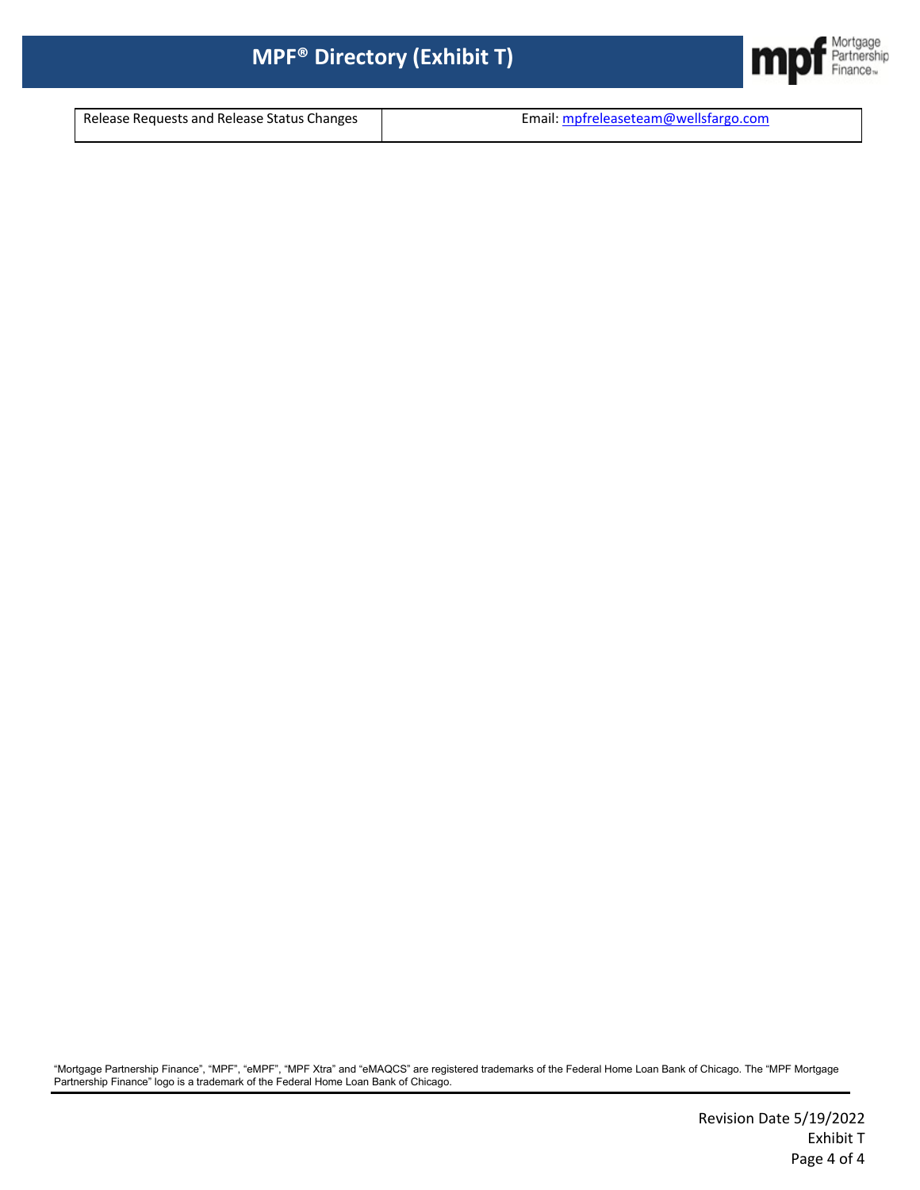| | |
|---|---|
| Release Requests and Release Status Changes | Email: mpfreleaseteam@wellsfargo.com |

"Mortgage Partnership Finance", "MPF", "eMPF", "MPF Xtra" and "eMAQCS" are registered trademarks of the Federal Home Loan Bank of Chicago. The "MPF Mortgage Partnership Finance" logo is a trademark of the Federal Home Loan Bank of Chicago.

Revision Date 5/19/2022